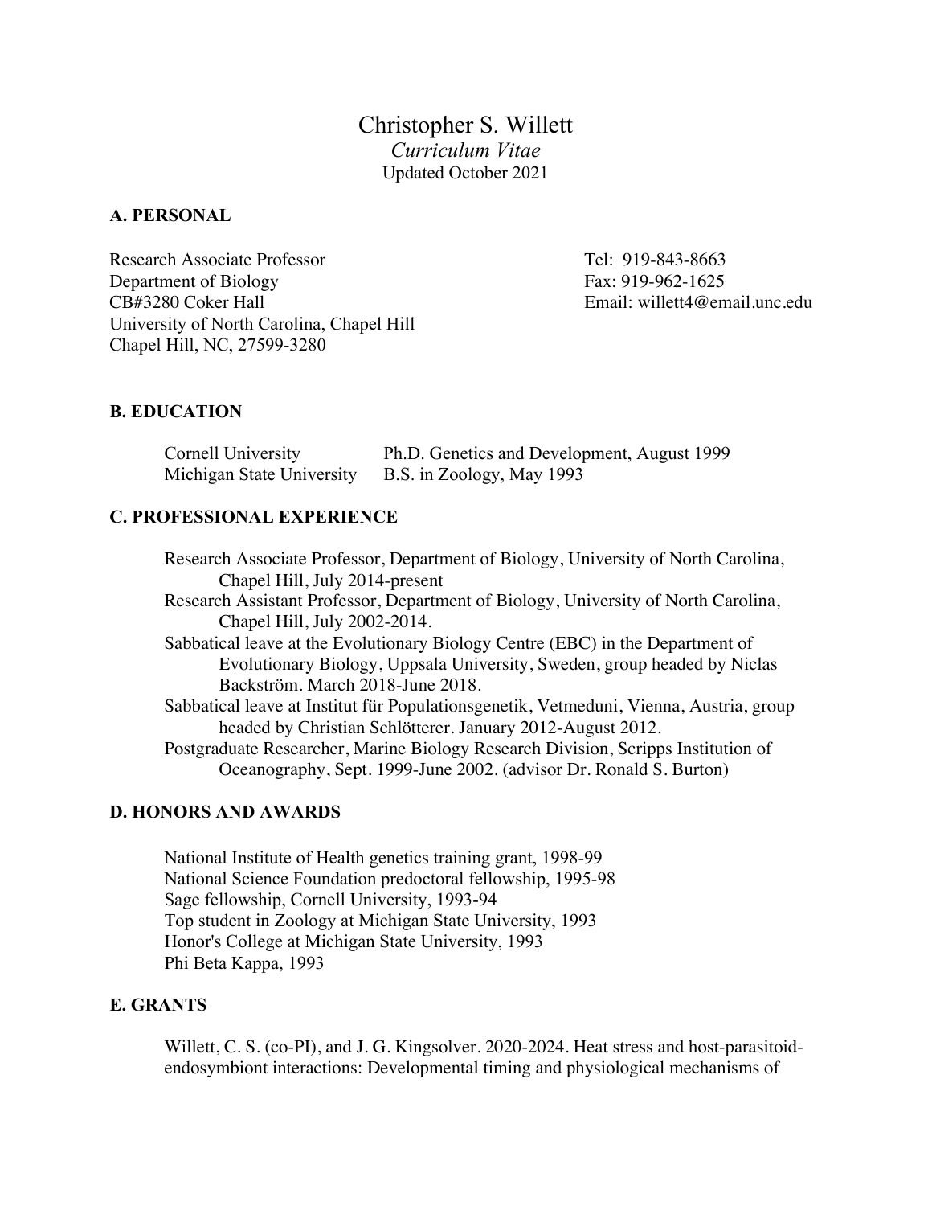# Christopher S. Willett

*Curriculum Vitae*

Updated October 2021

## A. PERSONAL

Research Associate Professor
Department of Biology
CB#3280 Coker Hall
University of North Carolina, Chapel Hill
Chapel Hill, NC, 27599-3280

Tel: 919-843-8663
Fax: 919-962-1625
Email: willett4@email.unc.edu

## B. EDUCATION

| | |
|---|---|
| Cornell University | Ph.D. Genetics and Development, August 1999 |
| Michigan State University | B.S. in Zoology, May 1993 |

## C. PROFESSIONAL EXPERIENCE

Research Associate Professor, Department of Biology, University of North Carolina, Chapel Hill, July 2014-present

Research Assistant Professor, Department of Biology, University of North Carolina, Chapel Hill, July 2002-2014.

Sabbatical leave at the Evolutionary Biology Centre (EBC) in the Department of Evolutionary Biology, Uppsala University, Sweden, group headed by Niclas Backström. March 2018-June 2018.

Sabbatical leave at Institut für Populationsgenetik, Vetmeduni, Vienna, Austria, group headed by Christian Schlötterer. January 2012-August 2012.

Postgraduate Researcher, Marine Biology Research Division, Scripps Institution of Oceanography, Sept. 1999-June 2002. (advisor Dr. Ronald S. Burton)

## D. HONORS AND AWARDS

National Institute of Health genetics training grant, 1998-99
National Science Foundation predoctoral fellowship, 1995-98
Sage fellowship, Cornell University, 1993-94
Top student in Zoology at Michigan State University, 1993
Honor's College at Michigan State University, 1993
Phi Beta Kappa, 1993

## E. GRANTS

Willett, C. S. (co-PI), and J. G. Kingsolver. 2020-2024. Heat stress and host-parasitoid-endosymbiont interactions: Developmental timing and physiological mechanisms of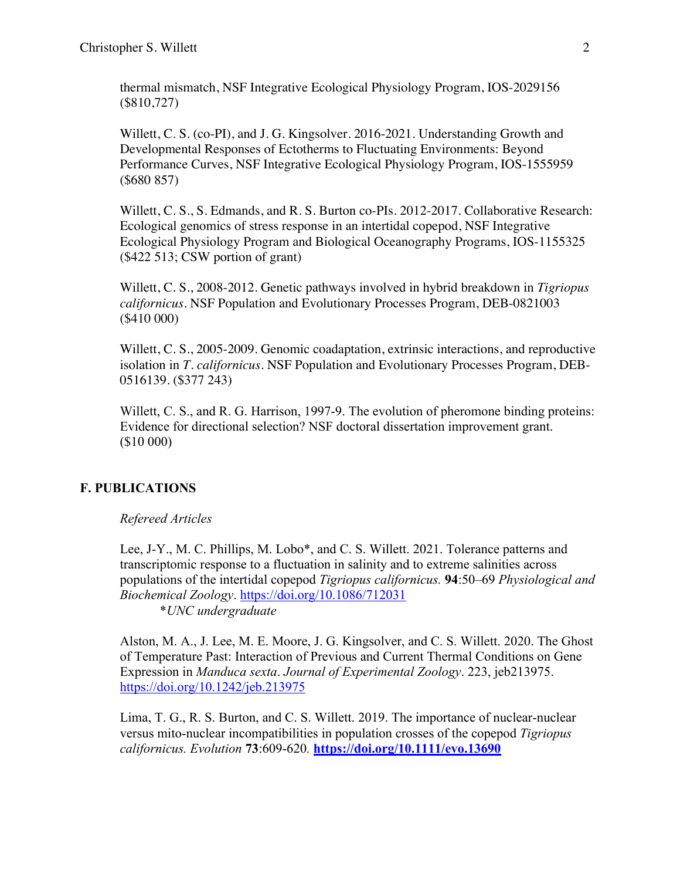thermal mismatch, NSF Integrative Ecological Physiology Program, IOS-2029156 ($810,727)

Willett, C. S. (co-PI), and J. G. Kingsolver. 2016-2021. Understanding Growth and Developmental Responses of Ectotherms to Fluctuating Environments: Beyond Performance Curves, NSF Integrative Ecological Physiology Program, IOS-1555959 ($680 857)

Willett, C. S., S. Edmands, and R. S. Burton co-PIs. 2012-2017. Collaborative Research: Ecological genomics of stress response in an intertidal copepod, NSF Integrative Ecological Physiology Program and Biological Oceanography Programs, IOS-1155325 ($422 513; CSW portion of grant)

Willett, C. S., 2008-2012. Genetic pathways involved in hybrid breakdown in *Tigriopus californicus*. NSF Population and Evolutionary Processes Program, DEB-0821003 ($410 000)

Willett, C. S., 2005-2009. Genomic coadaptation, extrinsic interactions, and reproductive isolation in *T. californicus*. NSF Population and Evolutionary Processes Program, DEB-0516139. ($377 243)

Willett, C. S., and R. G. Harrison, 1997-9. The evolution of pheromone binding proteins: Evidence for directional selection? NSF doctoral dissertation improvement grant. ($10 000)

## F. PUBLICATIONS

*Refereed Articles*

Lee, J-Y., M. C. Phillips, M. Lobo*, and C. S. Willett. 2021. Tolerance patterns and transcriptomic response to a fluctuation in salinity and to extreme salinities across populations of the intertidal copepod *Tigriopus californicus.* **94**:50–69 *Physiological and Biochemical Zoology*. https://doi.org/10.1086/712031
*UNC undergraduate*

Alston, M. A., J. Lee, M. E. Moore, J. G. Kingsolver, and C. S. Willett. 2020. The Ghost of Temperature Past: Interaction of Previous and Current Thermal Conditions on Gene Expression in *Manduca sexta*. *Journal of Experimental Zoology*. 223, jeb213975. https://doi.org/10.1242/jeb.213975

Lima, T. G., R. S. Burton, and C. S. Willett. 2019. The importance of nuclear-nuclear versus mito-nuclear incompatibilities in population crosses of the copepod *Tigriopus californicus. Evolution* **73**:609-620. **https://doi.org/10.1111/evo.13690**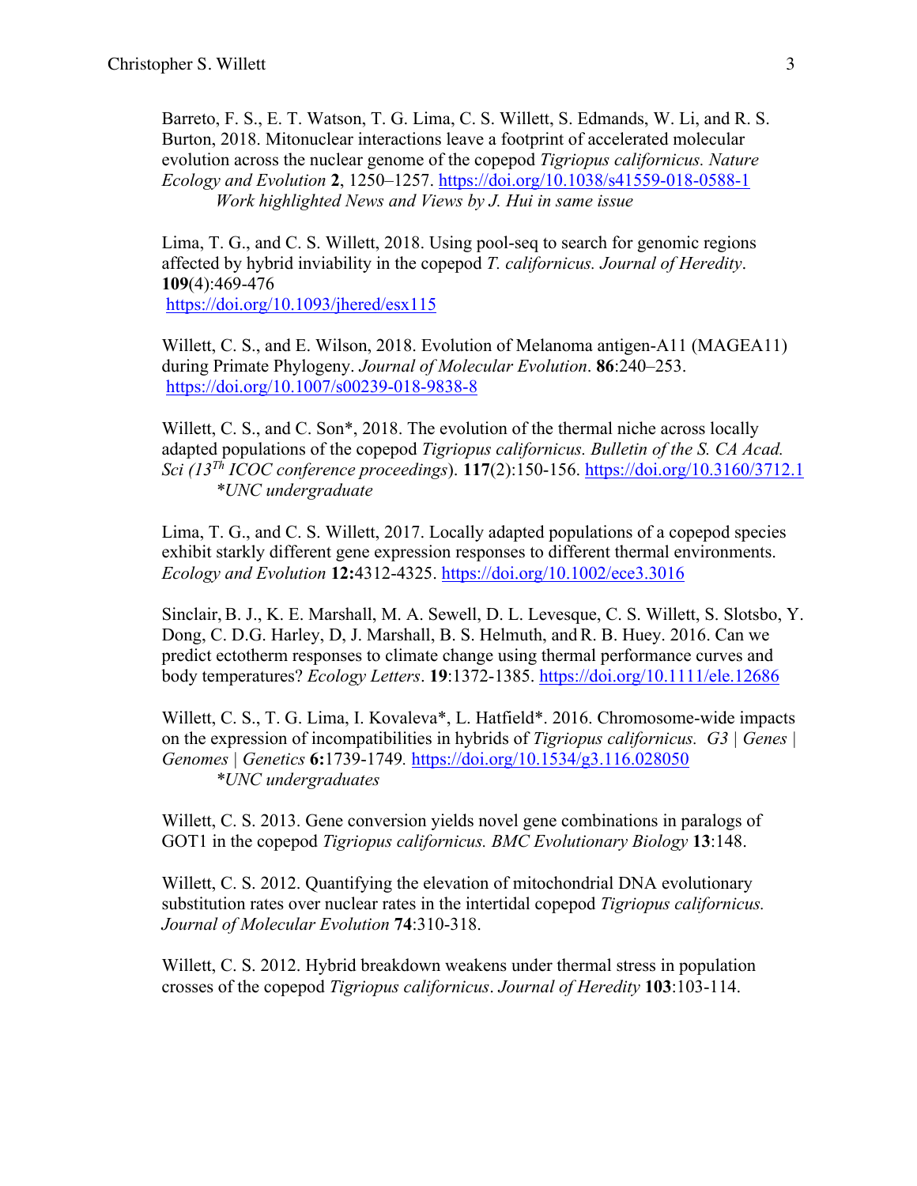Barreto, F. S., E. T. Watson, T. G. Lima, C. S. Willett, S. Edmands, W. Li, and R. S. Burton, 2018. Mitonuclear interactions leave a footprint of accelerated molecular evolution across the nuclear genome of the copepod *Tigriopus californicus. Nature Ecology and Evolution* **2**, 1250–1257. https://doi.org/10.1038/s41559-018-0588-1
*Work highlighted News and Views by J. Hui in same issue*

Lima, T. G., and C. S. Willett, 2018. Using pool-seq to search for genomic regions affected by hybrid inviability in the copepod *T. californicus. Journal of Heredity*. **109**(4):469-476
https://doi.org/10.1093/jhered/esx115

Willett, C. S., and E. Wilson, 2018. Evolution of Melanoma antigen-A11 (MAGEA11) during Primate Phylogeny. *Journal of Molecular Evolution*. **86**:240–253. https://doi.org/10.1007/s00239-018-9838-8

Willett, C. S., and C. Son*, 2018. The evolution of the thermal niche across locally adapted populations of the copepod *Tigriopus californicus. Bulletin of the S. CA Acad. Sci (13$^{Th}$ ICOC conference proceedings)*. **117**(2):150-156. https://doi.org/10.3160/3712.1
*\*UNC undergraduate*

Lima, T. G., and C. S. Willett, 2017. Locally adapted populations of a copepod species exhibit starkly different gene expression responses to different thermal environments. *Ecology and Evolution* **12:**4312-4325. https://doi.org/10.1002/ece3.3016

Sinclair, B. J., K. E. Marshall, M. A. Sewell, D. L. Levesque, C. S. Willett, S. Slotsbo, Y. Dong, C. D.G. Harley, D, J. Marshall, B. S. Helmuth, and R. B. Huey. 2016. Can we predict ectotherm responses to climate change using thermal performance curves and body temperatures? *Ecology Letters*. **19**:1372-1385. https://doi.org/10.1111/ele.12686

Willett, C. S., T. G. Lima, I. Kovaleva*, L. Hatfield*. 2016. Chromosome-wide impacts on the expression of incompatibilities in hybrids of *Tigriopus californicus. G3 | Genes | Genomes | Genetics* **6:**1739-1749*.* https://doi.org/10.1534/g3.116.028050
*\*UNC undergraduates*

Willett, C. S. 2013. Gene conversion yields novel gene combinations in paralogs of GOT1 in the copepod *Tigriopus californicus. BMC Evolutionary Biology* **13**:148.

Willett, C. S. 2012. Quantifying the elevation of mitochondrial DNA evolutionary substitution rates over nuclear rates in the intertidal copepod *Tigriopus californicus. Journal of Molecular Evolution* **74**:310-318.

Willett, C. S. 2012. Hybrid breakdown weakens under thermal stress in population crosses of the copepod *Tigriopus californicus*. *Journal of Heredity* **103**:103-114.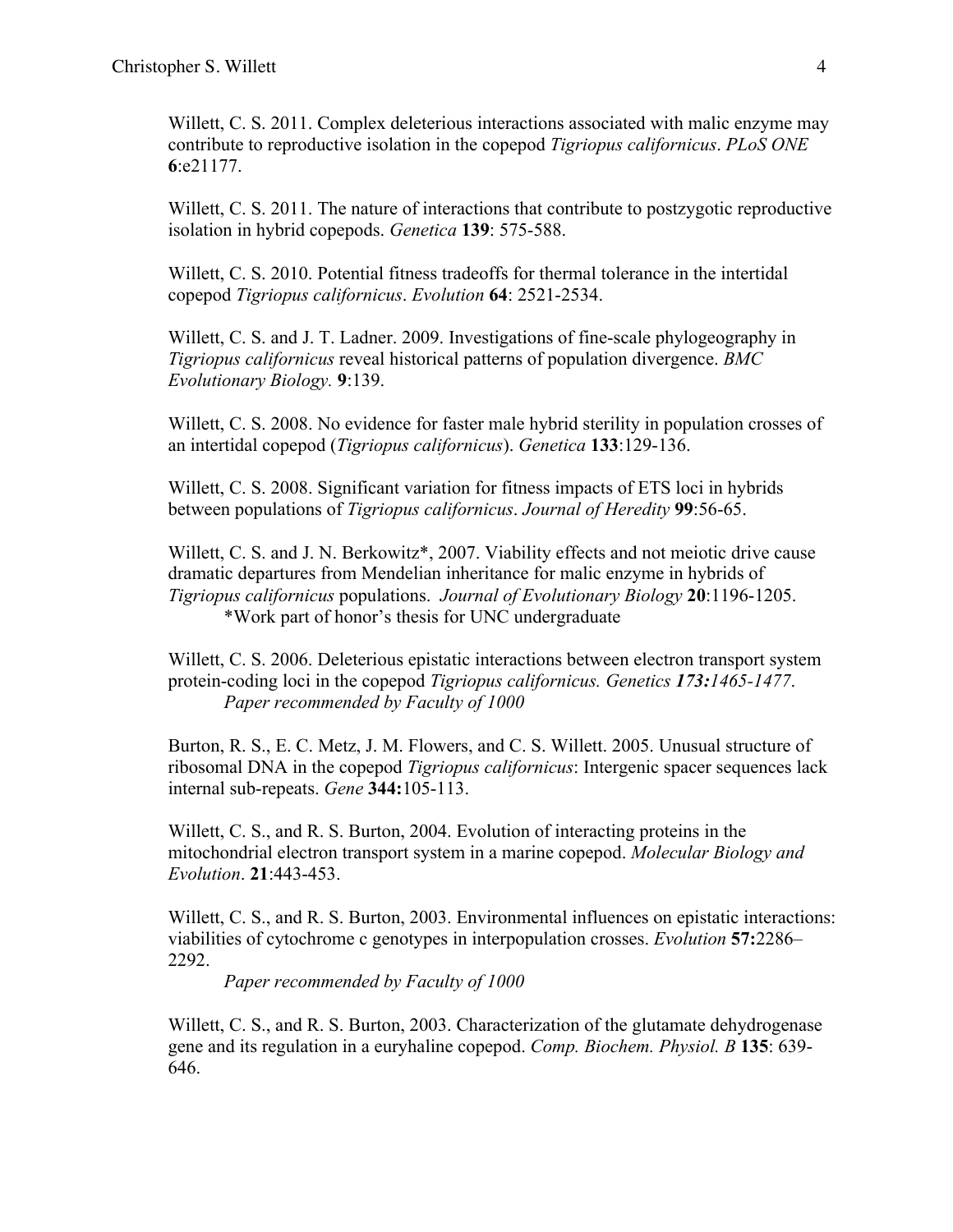Willett, C. S. 2011. Complex deleterious interactions associated with malic enzyme may contribute to reproductive isolation in the copepod *Tigriopus californicus*. *PLoS ONE* **6**:e21177.

Willett, C. S. 2011. The nature of interactions that contribute to postzygotic reproductive isolation in hybrid copepods. *Genetica* **139**: 575-588.

Willett, C. S. 2010. Potential fitness tradeoffs for thermal tolerance in the intertidal copepod *Tigriopus californicus*. *Evolution* **64**: 2521-2534.

Willett, C. S. and J. T. Ladner. 2009. Investigations of fine-scale phylogeography in *Tigriopus californicus* reveal historical patterns of population divergence. *BMC Evolutionary Biology.* **9**:139.

Willett, C. S. 2008. No evidence for faster male hybrid sterility in population crosses of an intertidal copepod (*Tigriopus californicus*). *Genetica* **133**:129-136.

Willett, C. S. 2008. Significant variation for fitness impacts of ETS loci in hybrids between populations of *Tigriopus californicus*. *Journal of Heredity* **99**:56-65.

Willett, C. S. and J. N. Berkowitz*, 2007. Viability effects and not meiotic drive cause dramatic departures from Mendelian inheritance for malic enzyme in hybrids of *Tigriopus californicus* populations. *Journal of Evolutionary Biology* **20**:1196-1205.
*Work part of honor's thesis for UNC undergraduate

Willett, C. S. 2006. Deleterious epistatic interactions between electron transport system protein-coding loci in the copepod *Tigriopus californicus. Genetics **173:**1465-1477.*
*Paper recommended by Faculty of 1000*

Burton, R. S., E. C. Metz, J. M. Flowers, and C. S. Willett. 2005. Unusual structure of ribosomal DNA in the copepod *Tigriopus californicus*: Intergenic spacer sequences lack internal sub-repeats. *Gene* **344:**105-113.

Willett, C. S., and R. S. Burton, 2004. Evolution of interacting proteins in the mitochondrial electron transport system in a marine copepod. *Molecular Biology and Evolution*. **21**:443-453.

Willett, C. S., and R. S. Burton, 2003. Environmental influences on epistatic interactions: viabilities of cytochrome c genotypes in interpopulation crosses. *Evolution* **57:**2286–2292.
*Paper recommended by Faculty of 1000*

Willett, C. S., and R. S. Burton, 2003. Characterization of the glutamate dehydrogenase gene and its regulation in a euryhaline copepod. *Comp. Biochem. Physiol. B* **135**: 639-646.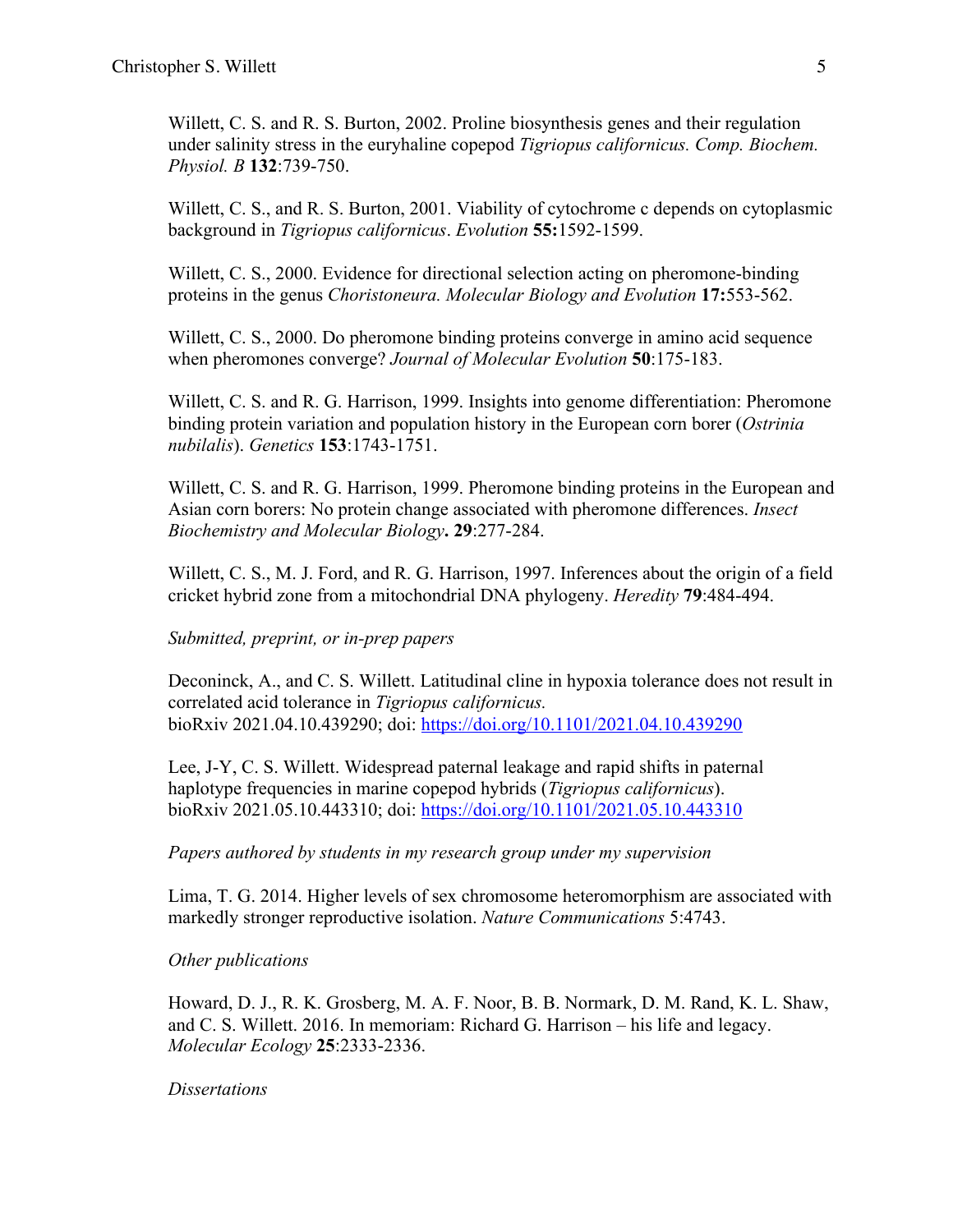Willett, C. S. and R. S. Burton, 2002. Proline biosynthesis genes and their regulation under salinity stress in the euryhaline copepod *Tigriopus californicus. Comp. Biochem. Physiol. B* **132**:739-750.

Willett, C. S., and R. S. Burton, 2001. Viability of cytochrome c depends on cytoplasmic background in *Tigriopus californicus*. *Evolution* **55:**1592-1599.

Willett, C. S., 2000. Evidence for directional selection acting on pheromone-binding proteins in the genus *Choristoneura. Molecular Biology and Evolution* **17:**553-562.

Willett, C. S., 2000. Do pheromone binding proteins converge in amino acid sequence when pheromones converge? *Journal of Molecular Evolution* **50**:175-183.

Willett, C. S. and R. G. Harrison, 1999. Insights into genome differentiation: Pheromone binding protein variation and population history in the European corn borer (*Ostrinia nubilalis*). *Genetics* **153**:1743-1751.

Willett, C. S. and R. G. Harrison, 1999. Pheromone binding proteins in the European and Asian corn borers: No protein change associated with pheromone differences. *Insect Biochemistry and Molecular Biology***. 29**:277-284.

Willett, C. S., M. J. Ford, and R. G. Harrison, 1997. Inferences about the origin of a field cricket hybrid zone from a mitochondrial DNA phylogeny. *Heredity* **79**:484-494.

*Submitted, preprint, or in-prep papers*

Deconinck, A., and C. S. Willett. Latitudinal cline in hypoxia tolerance does not result in correlated acid tolerance in *Tigriopus californicus.*
bioRxiv 2021.04.10.439290; doi: https://doi.org/10.1101/2021.04.10.439290

Lee, J-Y, C. S. Willett. Widespread paternal leakage and rapid shifts in paternal haplotype frequencies in marine copepod hybrids (*Tigriopus californicus*).
bioRxiv 2021.05.10.443310; doi: https://doi.org/10.1101/2021.05.10.443310

*Papers authored by students in my research group under my supervision*

Lima, T. G. 2014. Higher levels of sex chromosome heteromorphism are associated with markedly stronger reproductive isolation. *Nature Communications* 5:4743.

*Other publications*

Howard, D. J., R. K. Grosberg, M. A. F. Noor, B. B. Normark, D. M. Rand, K. L. Shaw, and C. S. Willett. 2016. In memoriam: Richard G. Harrison – his life and legacy. *Molecular Ecology* **25**:2333-2336.

*Dissertations*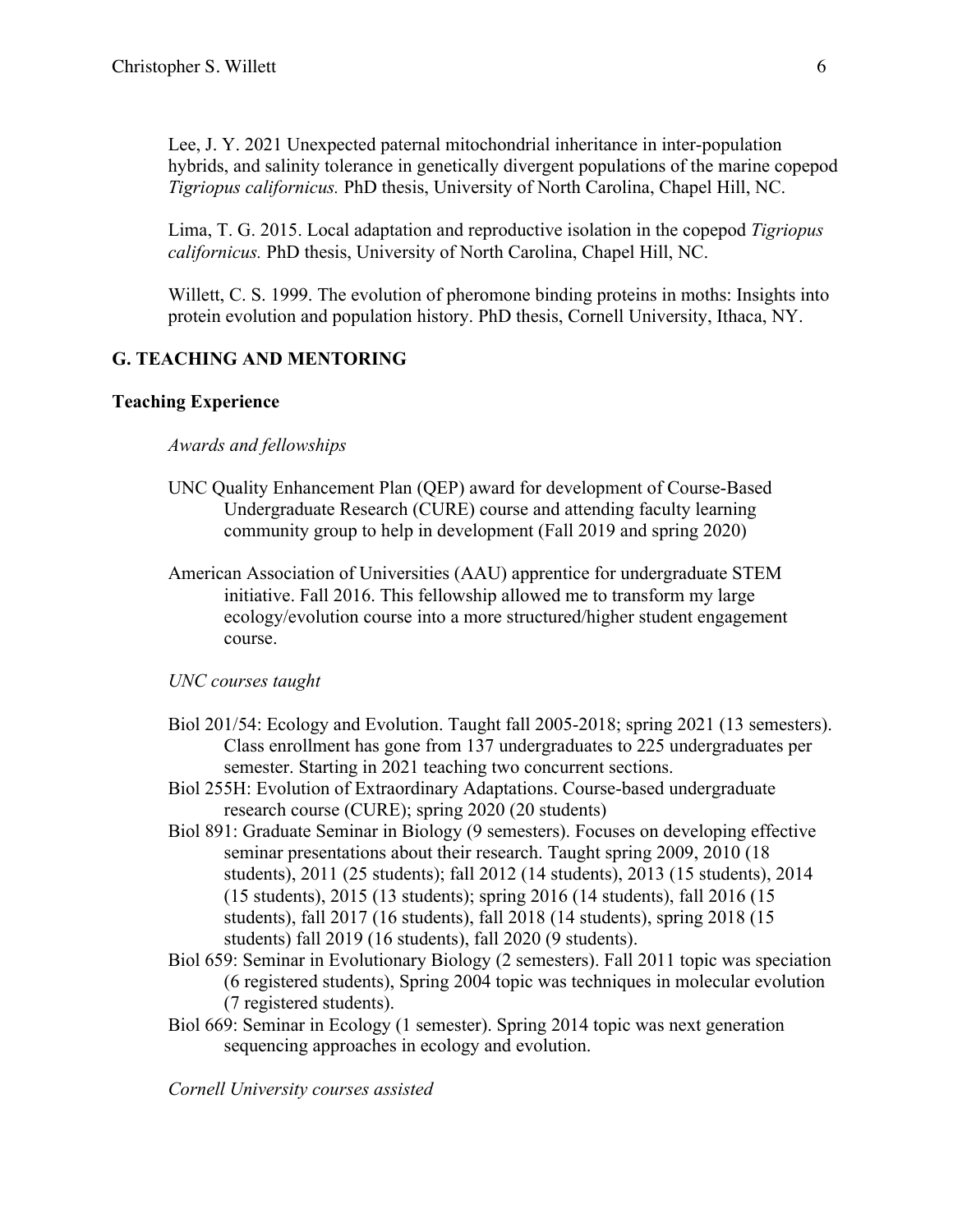Lee, J. Y. 2021 Unexpected paternal mitochondrial inheritance in inter-population hybrids, and salinity tolerance in genetically divergent populations of the marine copepod *Tigriopus californicus.* PhD thesis, University of North Carolina, Chapel Hill, NC.

Lima, T. G. 2015. Local adaptation and reproductive isolation in the copepod *Tigriopus californicus.* PhD thesis, University of North Carolina, Chapel Hill, NC.

Willett, C. S. 1999. The evolution of pheromone binding proteins in moths: Insights into protein evolution and population history. PhD thesis, Cornell University, Ithaca, NY.

## G. TEACHING AND MENTORING

### Teaching Experience

*Awards and fellowships*

UNC Quality Enhancement Plan (QEP) award for development of Course-Based Undergraduate Research (CURE) course and attending faculty learning community group to help in development (Fall 2019 and spring 2020)

American Association of Universities (AAU) apprentice for undergraduate STEM initiative. Fall 2016. This fellowship allowed me to transform my large ecology/evolution course into a more structured/higher student engagement course.

*UNC courses taught*

Biol 201/54: Ecology and Evolution. Taught fall 2005-2018; spring 2021 (13 semesters). Class enrollment has gone from 137 undergraduates to 225 undergraduates per semester. Starting in 2021 teaching two concurrent sections.

Biol 255H: Evolution of Extraordinary Adaptations. Course-based undergraduate research course (CURE); spring 2020 (20 students)

Biol 891: Graduate Seminar in Biology (9 semesters). Focuses on developing effective seminar presentations about their research. Taught spring 2009, 2010 (18 students), 2011 (25 students); fall 2012 (14 students), 2013 (15 students), 2014 (15 students), 2015 (13 students); spring 2016 (14 students), fall 2016 (15 students), fall 2017 (16 students), fall 2018 (14 students), spring 2018 (15 students) fall 2019 (16 students), fall 2020 (9 students).

Biol 659: Seminar in Evolutionary Biology (2 semesters). Fall 2011 topic was speciation (6 registered students), Spring 2004 topic was techniques in molecular evolution (7 registered students).

Biol 669: Seminar in Ecology (1 semester). Spring 2014 topic was next generation sequencing approaches in ecology and evolution.

*Cornell University courses assisted*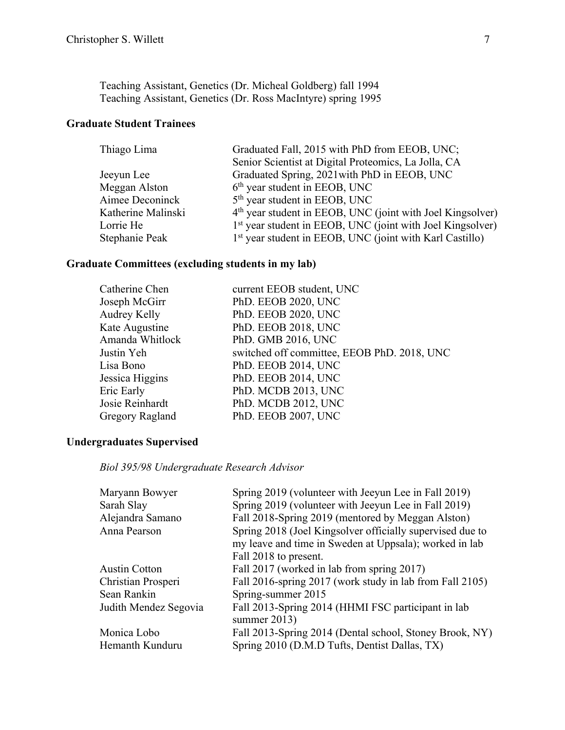Teaching Assistant, Genetics (Dr. Micheal Goldberg) fall 1994
Teaching Assistant, Genetics (Dr. Ross MacIntyre) spring 1995

## Graduate Student Trainees

| | |
|---|---|
| Thiago Lima | Graduated Fall, 2015 with PhD from EEOB, UNC; Senior Scientist at Digital Proteomics, La Jolla, CA |
| Jeeyun Lee | Graduated Spring, 2021with PhD in EEOB, UNC |
| Meggan Alston | 6th year student in EEOB, UNC |
| Aimee Deconinck | 5th year student in EEOB, UNC |
| Katherine Malinski | 4th year student in EEOB, UNC (joint with Joel Kingsolver) |
| Lorrie He | 1st year student in EEOB, UNC (joint with Joel Kingsolver) |
| Stephanie Peak | 1st year student in EEOB, UNC (joint with Karl Castillo) |

## Graduate Committees (excluding students in my lab)

| | |
|---|---|
| Catherine Chen | current EEOB student, UNC |
| Joseph McGirr | PhD. EEOB 2020, UNC |
| Audrey Kelly | PhD. EEOB 2020, UNC |
| Kate Augustine | PhD. EEOB 2018, UNC |
| Amanda Whitlock | PhD. GMB 2016, UNC |
| Justin Yeh | switched off committee, EEOB PhD. 2018, UNC |
| Lisa Bono | PhD. EEOB 2014, UNC |
| Jessica Higgins | PhD. EEOB 2014, UNC |
| Eric Early | PhD. MCDB 2013, UNC |
| Josie Reinhardt | PhD. MCDB 2012, UNC |
| Gregory Ragland | PhD. EEOB 2007, UNC |

## Undergraduates Supervised

*Biol 395/98 Undergraduate Research Advisor*

| | |
|---|---|
| Maryann Bowyer | Spring 2019 (volunteer with Jeeyun Lee in Fall 2019) |
| Sarah Slay | Spring 2019 (volunteer with Jeeyun Lee in Fall 2019) |
| Alejandra Samano | Fall 2018-Spring 2019 (mentored by Meggan Alston) |
| Anna Pearson | Spring 2018 (Joel Kingsolver officially supervised due to my leave and time in Sweden at Uppsala); worked in lab Fall 2018 to present. |
| Austin Cotton | Fall 2017 (worked in lab from spring 2017) |
| Christian Prosperi | Fall 2016-spring 2017 (work study in lab from Fall 2105) |
| Sean Rankin | Spring-summer 2015 |
| Judith Mendez Segovia | Fall 2013-Spring 2014 (HHMI FSC participant in lab summer 2013) |
| Monica Lobo | Fall 2013-Spring 2014 (Dental school, Stoney Brook, NY) |
| Hemanth Kunduru | Spring 2010 (D.M.D Tufts, Dentist Dallas, TX) |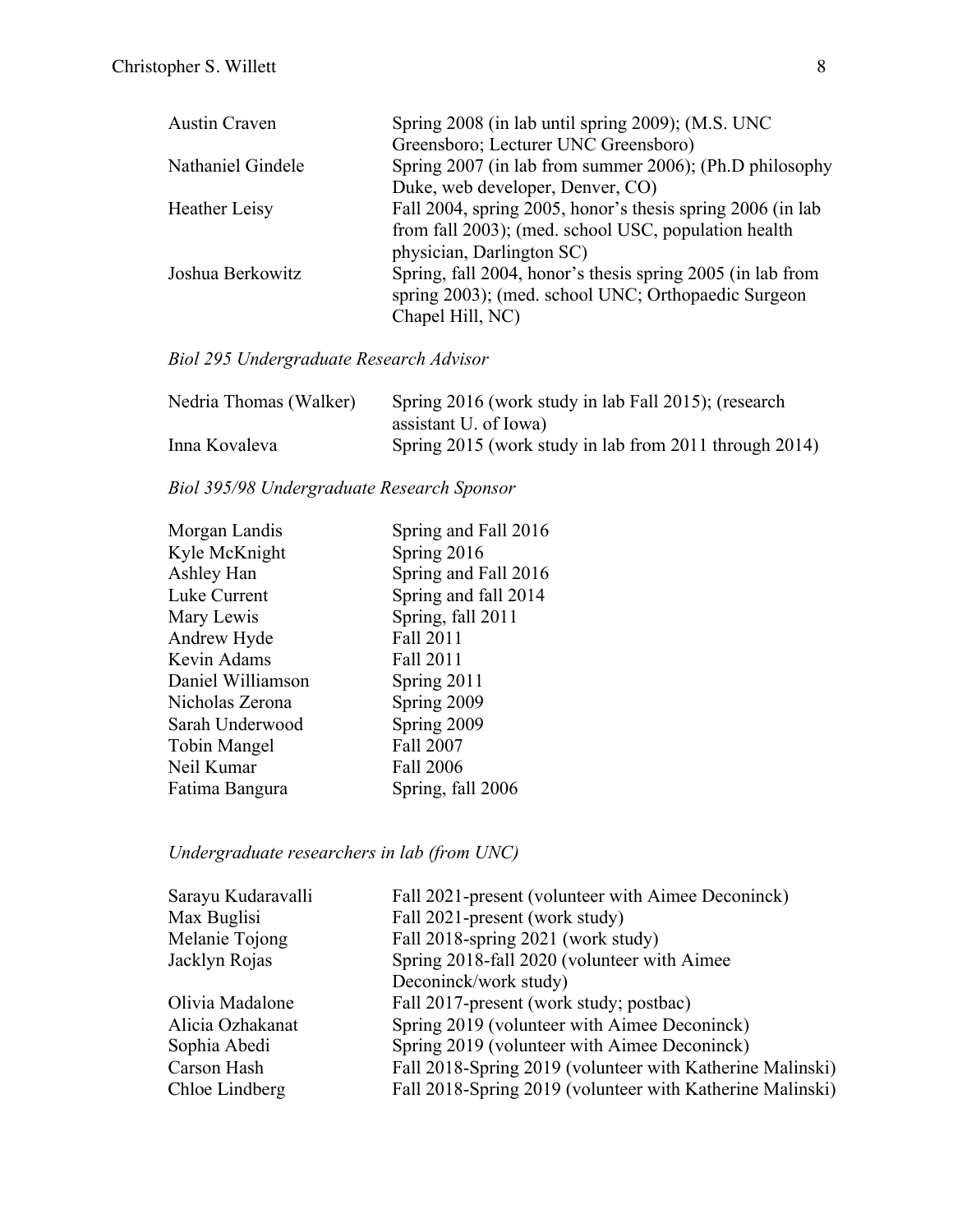| | |
|---|---|
| Austin Craven | Spring 2008 (in lab until spring 2009); (M.S. UNC Greensboro; Lecturer UNC Greensboro) |
| Nathaniel Gindele | Spring 2007 (in lab from summer 2006); (Ph.D philosophy Duke, web developer, Denver, CO) |
| Heather Leisy | Fall 2004, spring 2005, honor's thesis spring 2006 (in lab from fall 2003); (med. school USC, population health physician, Darlington SC) |
| Joshua Berkowitz | Spring, fall 2004, honor's thesis spring 2005 (in lab from spring 2003); (med. school UNC; Orthopaedic Surgeon Chapel Hill, NC) |

*Biol 295 Undergraduate Research Advisor*

| | |
|---|---|
| Nedria Thomas (Walker) | Spring 2016 (work study in lab Fall 2015); (research assistant U. of Iowa) |
| Inna Kovaleva | Spring 2015 (work study in lab from 2011 through 2014) |

*Biol 395/98 Undergraduate Research Sponsor*

| | |
|---|---|
| Morgan Landis | Spring and Fall 2016 |
| Kyle McKnight | Spring 2016 |
| Ashley Han | Spring and Fall 2016 |
| Luke Current | Spring and fall 2014 |
| Mary Lewis | Spring, fall 2011 |
| Andrew Hyde | Fall 2011 |
| Kevin Adams | Fall 2011 |
| Daniel Williamson | Spring 2011 |
| Nicholas Zerona | Spring 2009 |
| Sarah Underwood | Spring 2009 |
| Tobin Mangel | Fall 2007 |
| Neil Kumar | Fall 2006 |
| Fatima Bangura | Spring, fall 2006 |

*Undergraduate researchers in lab (from UNC)*

| | |
|---|---|
| Sarayu Kudaravalli | Fall 2021-present (volunteer with Aimee Deconinck) |
| Max Buglisi | Fall 2021-present (work study) |
| Melanie Tojong | Fall 2018-spring 2021 (work study) |
| Jacklyn Rojas | Spring 2018-fall 2020 (volunteer with Aimee Deconinck/work study) |
| Olivia Madalone | Fall 2017-present (work study; postbac) |
| Alicia Ozhakanat | Spring 2019 (volunteer with Aimee Deconinck) |
| Sophia Abedi | Spring 2019 (volunteer with Aimee Deconinck) |
| Carson Hash | Fall 2018-Spring 2019 (volunteer with Katherine Malinski) |
| Chloe Lindberg | Fall 2018-Spring 2019 (volunteer with Katherine Malinski) |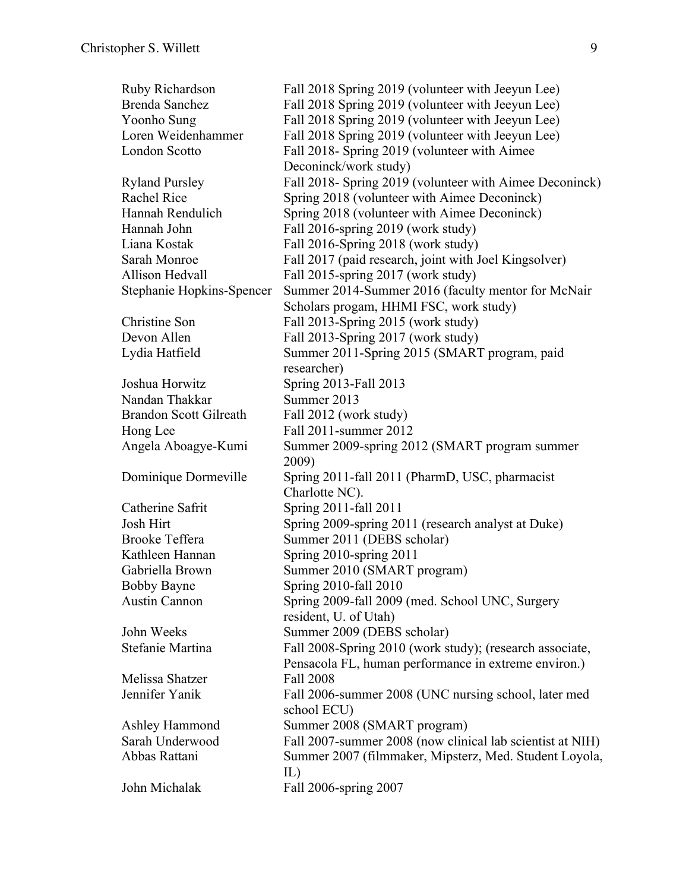| | |
|---|---|
| Ruby Richardson | Fall 2018 Spring 2019 (volunteer with Jeeyun Lee) |
| Brenda Sanchez | Fall 2018 Spring 2019 (volunteer with Jeeyun Lee) |
| Yoonho Sung | Fall 2018 Spring 2019 (volunteer with Jeeyun Lee) |
| Loren Weidenhammer | Fall 2018 Spring 2019 (volunteer with Jeeyun Lee) |
| London Scotto | Fall 2018- Spring 2019 (volunteer with Aimee Deconinck/work study) |
| Ryland Pursley | Fall 2018- Spring 2019 (volunteer with Aimee Deconinck) |
| Rachel Rice | Spring 2018 (volunteer with Aimee Deconinck) |
| Hannah Rendulich | Spring 2018 (volunteer with Aimee Deconinck) |
| Hannah John | Fall 2016-spring 2019 (work study) |
| Liana Kostak | Fall 2016-Spring 2018 (work study) |
| Sarah Monroe | Fall 2017 (paid research, joint with Joel Kingsolver) |
| Allison Hedvall | Fall 2015-spring 2017 (work study) |
| Stephanie Hopkins-Spencer | Summer 2014-Summer 2016 (faculty mentor for McNair Scholars progam, HHMI FSC, work study) |
| Christine Son | Fall 2013-Spring 2015 (work study) |
| Devon Allen | Fall 2013-Spring 2017 (work study) |
| Lydia Hatfield | Summer 2011-Spring 2015 (SMART program, paid researcher) |
| Joshua Horwitz | Spring 2013-Fall 2013 |
| Nandan Thakkar | Summer 2013 |
| Brandon Scott Gilreath | Fall 2012 (work study) |
| Hong Lee | Fall 2011-summer 2012 |
| Angela Aboagye-Kumi | Summer 2009-spring 2012 (SMART program summer 2009) |
| Dominique Dormeville | Spring 2011-fall 2011 (PharmD, USC, pharmacist Charlotte NC). |
| Catherine Safrit | Spring 2011-fall 2011 |
| Josh Hirt | Spring 2009-spring 2011 (research analyst at Duke) |
| Brooke Teffera | Summer 2011 (DEBS scholar) |
| Kathleen Hannan | Spring 2010-spring 2011 |
| Gabriella Brown | Summer 2010 (SMART program) |
| Bobby Bayne | Spring 2010-fall 2010 |
| Austin Cannon | Spring 2009-fall 2009 (med. School UNC, Surgery resident, U. of Utah) |
| John Weeks | Summer 2009 (DEBS scholar) |
| Stefanie Martina | Fall 2008-Spring 2010 (work study); (research associate, Pensacola FL, human performance in extreme environ.) |
| Melissa Shatzer | Fall 2008 |
| Jennifer Yanik | Fall 2006-summer 2008 (UNC nursing school, later med school ECU) |
| Ashley Hammond | Summer 2008 (SMART program) |
| Sarah Underwood | Fall 2007-summer 2008 (now clinical lab scientist at NIH) |
| Abbas Rattani | Summer 2007 (filmmaker, Mipsterz, Med. Student Loyola, IL) |
| John Michalak | Fall 2006-spring 2007 |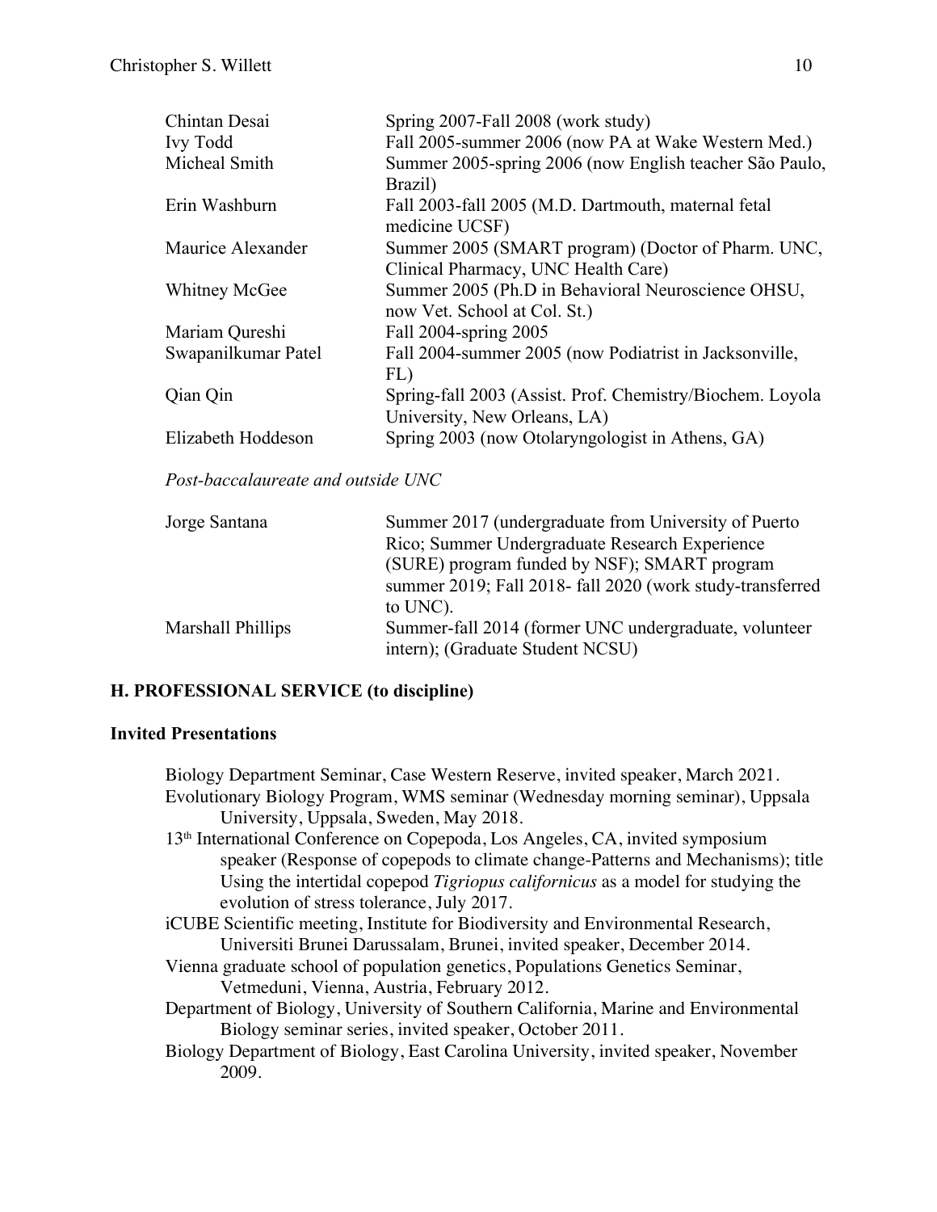| | |
|---|---|
| Chintan Desai | Spring 2007-Fall 2008 (work study) |
| Ivy Todd | Fall 2005-summer 2006 (now PA at Wake Western Med.) |
| Micheal Smith | Summer 2005-spring 2006 (now English teacher São Paulo, Brazil) |
| Erin Washburn | Fall 2003-fall 2005 (M.D. Dartmouth, maternal fetal medicine UCSF) |
| Maurice Alexander | Summer 2005 (SMART program) (Doctor of Pharm. UNC, Clinical Pharmacy, UNC Health Care) |
| Whitney McGee | Summer 2005 (Ph.D in Behavioral Neuroscience OHSU, now Vet. School at Col. St.) |
| Mariam Qureshi | Fall 2004-spring 2005 |
| Swapanilkumar Patel | Fall 2004-summer 2005 (now Podiatrist in Jacksonville, FL) |
| Qian Qin | Spring-fall 2003 (Assist. Prof. Chemistry/Biochem. Loyola University, New Orleans, LA) |
| Elizabeth Hoddeson | Spring 2003 (now Otolaryngologist in Athens, GA) |

*Post-baccalaureate and outside UNC*

| | |
|---|---|
| Jorge Santana | Summer 2017 (undergraduate from University of Puerto Rico; Summer Undergraduate Research Experience (SURE) program funded by NSF); SMART program summer 2019; Fall 2018- fall 2020 (work study-transferred to UNC). |
| Marshall Phillips | Summer-fall 2014 (former UNC undergraduate, volunteer intern); (Graduate Student NCSU) |

## H. PROFESSIONAL SERVICE (to discipline)

### Invited Presentations

Biology Department Seminar, Case Western Reserve, invited speaker, March 2021.

Evolutionary Biology Program, WMS seminar (Wednesday morning seminar), Uppsala University, Uppsala, Sweden, May 2018.

13th International Conference on Copepoda, Los Angeles, CA, invited symposium speaker (Response of copepods to climate change-Patterns and Mechanisms); title Using the intertidal copepod *Tigriopus californicus* as a model for studying the evolution of stress tolerance, July 2017.

iCUBE Scientific meeting, Institute for Biodiversity and Environmental Research, Universiti Brunei Darussalam, Brunei, invited speaker, December 2014.

Vienna graduate school of population genetics, Populations Genetics Seminar, Vetmeduni, Vienna, Austria, February 2012.

Department of Biology, University of Southern California, Marine and Environmental Biology seminar series, invited speaker, October 2011.

Biology Department of Biology, East Carolina University, invited speaker, November 2009.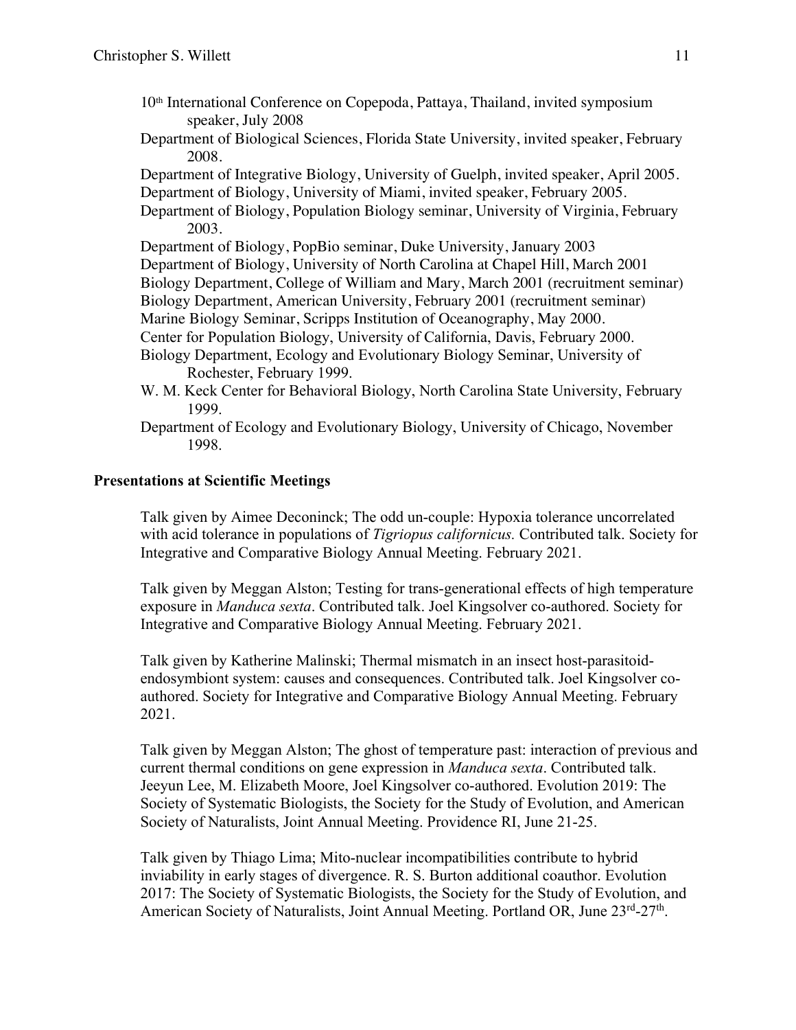10th International Conference on Copepoda, Pattaya, Thailand, invited symposium speaker, July 2008

Department of Biological Sciences, Florida State University, invited speaker, February 2008.

Department of Integrative Biology, University of Guelph, invited speaker, April 2005.

Department of Biology, University of Miami, invited speaker, February 2005.

Department of Biology, Population Biology seminar, University of Virginia, February 2003.

Department of Biology, PopBio seminar, Duke University, January 2003

Department of Biology, University of North Carolina at Chapel Hill, March 2001

Biology Department, College of William and Mary, March 2001 (recruitment seminar)

Biology Department, American University, February 2001 (recruitment seminar)

Marine Biology Seminar, Scripps Institution of Oceanography, May 2000.

Center for Population Biology, University of California, Davis, February 2000.

Biology Department, Ecology and Evolutionary Biology Seminar, University of Rochester, February 1999.

W. M. Keck Center for Behavioral Biology, North Carolina State University, February 1999.

Department of Ecology and Evolutionary Biology, University of Chicago, November 1998.

**Presentations at Scientific Meetings**

Talk given by Aimee Deconinck; The odd un-couple: Hypoxia tolerance uncorrelated with acid tolerance in populations of *Tigriopus californicus.* Contributed talk. Society for Integrative and Comparative Biology Annual Meeting. February 2021.

Talk given by Meggan Alston; Testing for trans-generational effects of high temperature exposure in *Manduca sexta*. Contributed talk. Joel Kingsolver co-authored. Society for Integrative and Comparative Biology Annual Meeting. February 2021.

Talk given by Katherine Malinski; Thermal mismatch in an insect host-parasitoid-endosymbiont system: causes and consequences. Contributed talk. Joel Kingsolver co-authored. Society for Integrative and Comparative Biology Annual Meeting. February 2021.

Talk given by Meggan Alston; The ghost of temperature past: interaction of previous and current thermal conditions on gene expression in *Manduca sexta*. Contributed talk. Jeeyun Lee, M. Elizabeth Moore, Joel Kingsolver co-authored. Evolution 2019: The Society of Systematic Biologists, the Society for the Study of Evolution, and American Society of Naturalists, Joint Annual Meeting. Providence RI, June 21-25.

Talk given by Thiago Lima; Mito-nuclear incompatibilities contribute to hybrid inviability in early stages of divergence. R. S. Burton additional coauthor. Evolution 2017: The Society of Systematic Biologists, the Society for the Study of Evolution, and American Society of Naturalists, Joint Annual Meeting. Portland OR, June 23rd-27th.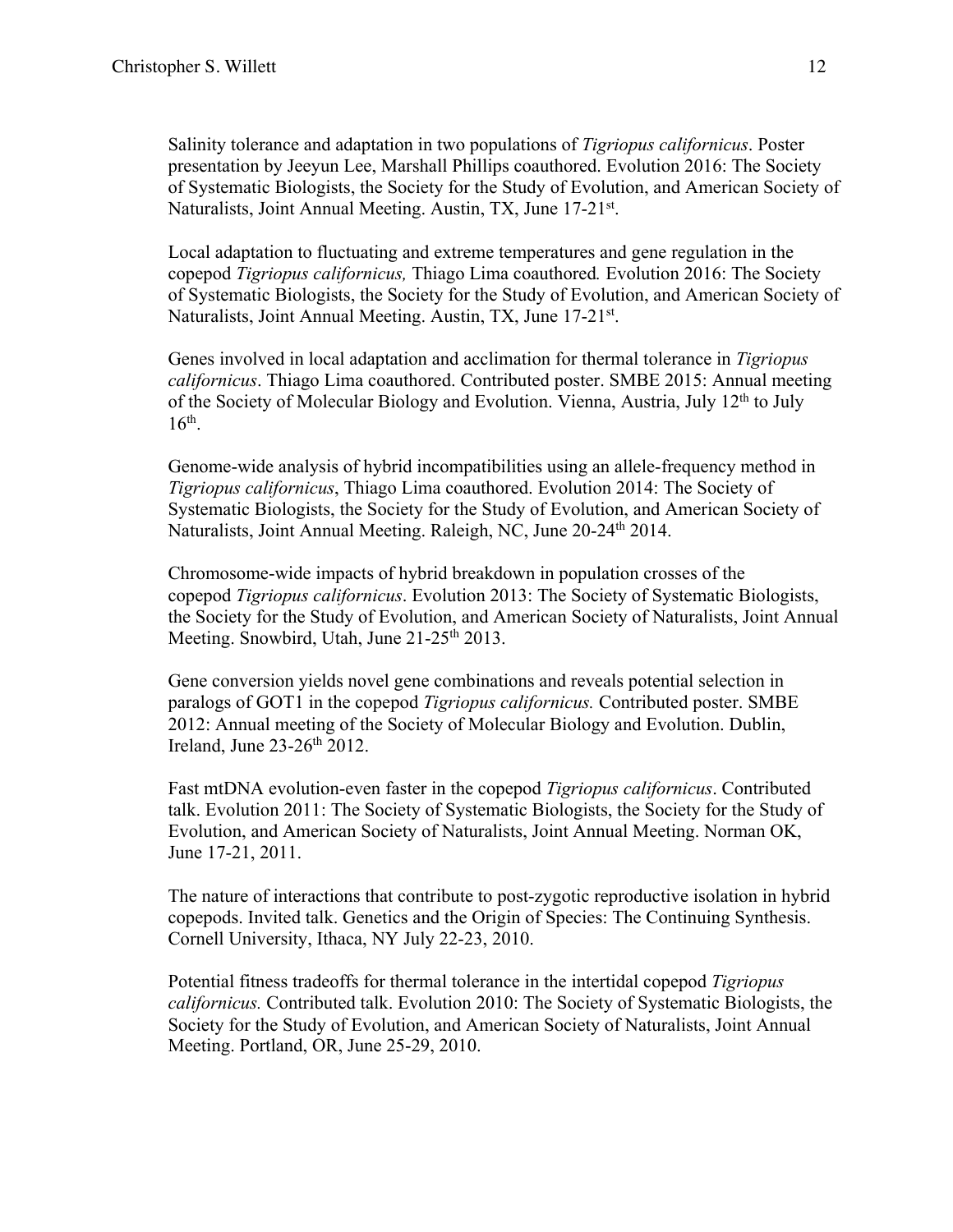Salinity tolerance and adaptation in two populations of *Tigriopus californicus*. Poster presentation by Jeeyun Lee, Marshall Phillips coauthored. Evolution 2016: The Society of Systematic Biologists, the Society for the Study of Evolution, and American Society of Naturalists, Joint Annual Meeting. Austin, TX, June 17-21st.

Local adaptation to fluctuating and extreme temperatures and gene regulation in the copepod *Tigriopus californicus,* Thiago Lima coauthored*.* Evolution 2016: The Society of Systematic Biologists, the Society for the Study of Evolution, and American Society of Naturalists, Joint Annual Meeting. Austin, TX, June 17-21st.

Genes involved in local adaptation and acclimation for thermal tolerance in *Tigriopus californicus*. Thiago Lima coauthored. Contributed poster. SMBE 2015: Annual meeting of the Society of Molecular Biology and Evolution. Vienna, Austria, July 12th to July 16th.

Genome-wide analysis of hybrid incompatibilities using an allele-frequency method in *Tigriopus californicus*, Thiago Lima coauthored. Evolution 2014: The Society of Systematic Biologists, the Society for the Study of Evolution, and American Society of Naturalists, Joint Annual Meeting. Raleigh, NC, June 20-24th 2014.

Chromosome-wide impacts of hybrid breakdown in population crosses of the copepod *Tigriopus californicus*. Evolution 2013: The Society of Systematic Biologists, the Society for the Study of Evolution, and American Society of Naturalists, Joint Annual Meeting. Snowbird, Utah, June 21-25th 2013.

Gene conversion yields novel gene combinations and reveals potential selection in paralogs of GOT1 in the copepod *Tigriopus californicus.* Contributed poster. SMBE 2012: Annual meeting of the Society of Molecular Biology and Evolution. Dublin, Ireland, June 23-26th 2012.

Fast mtDNA evolution-even faster in the copepod *Tigriopus californicus*. Contributed talk. Evolution 2011: The Society of Systematic Biologists, the Society for the Study of Evolution, and American Society of Naturalists, Joint Annual Meeting. Norman OK, June 17-21, 2011.

The nature of interactions that contribute to post-zygotic reproductive isolation in hybrid copepods. Invited talk. Genetics and the Origin of Species: The Continuing Synthesis. Cornell University, Ithaca, NY July 22-23, 2010.

Potential fitness tradeoffs for thermal tolerance in the intertidal copepod *Tigriopus californicus.* Contributed talk. Evolution 2010: The Society of Systematic Biologists, the Society for the Study of Evolution, and American Society of Naturalists, Joint Annual Meeting. Portland, OR, June 25-29, 2010.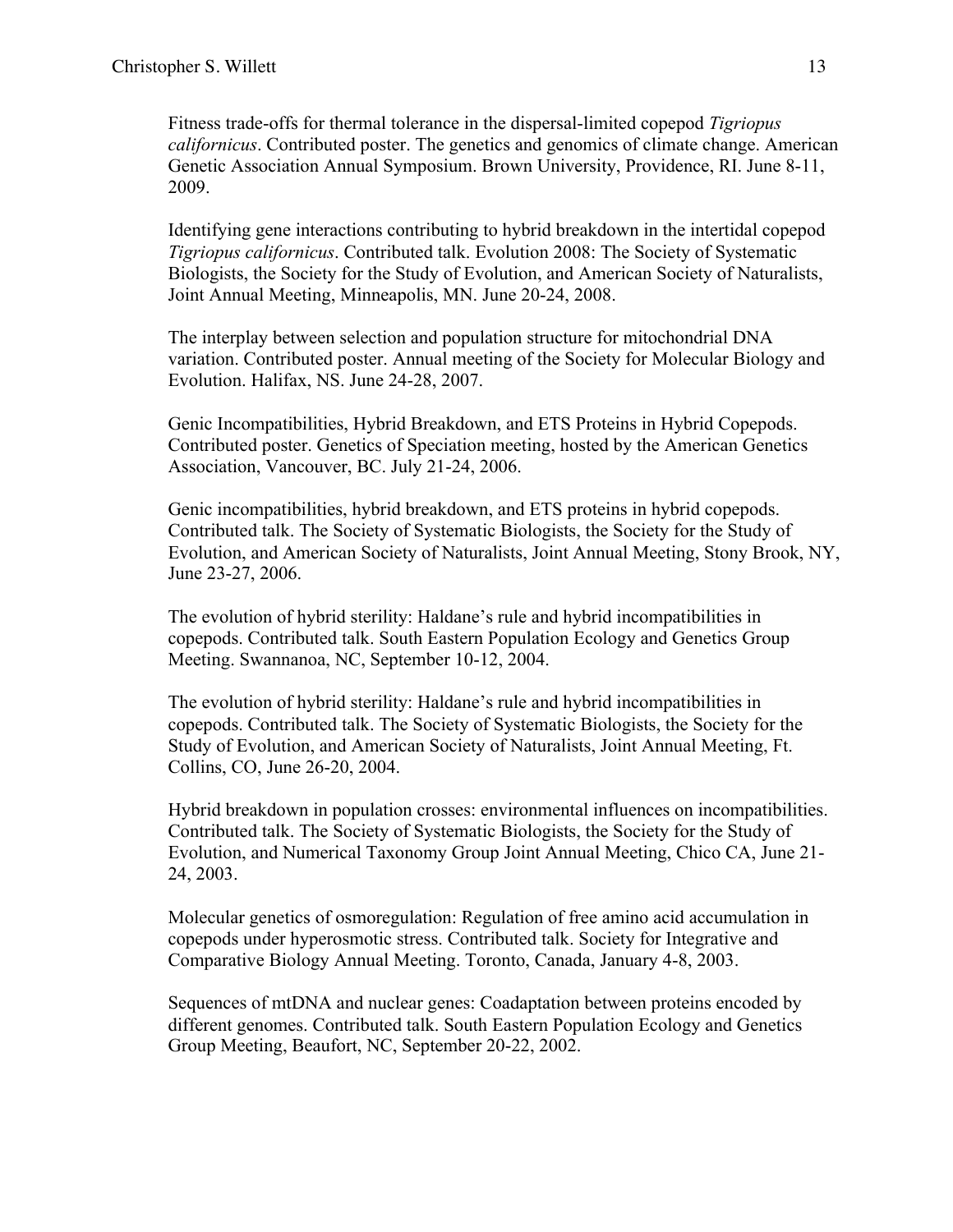Fitness trade-offs for thermal tolerance in the dispersal-limited copepod *Tigriopus californicus*. Contributed poster. The genetics and genomics of climate change. American Genetic Association Annual Symposium. Brown University, Providence, RI. June 8-11, 2009.

Identifying gene interactions contributing to hybrid breakdown in the intertidal copepod *Tigriopus californicus*. Contributed talk. Evolution 2008: The Society of Systematic Biologists, the Society for the Study of Evolution, and American Society of Naturalists, Joint Annual Meeting, Minneapolis, MN. June 20-24, 2008.

The interplay between selection and population structure for mitochondrial DNA variation. Contributed poster. Annual meeting of the Society for Molecular Biology and Evolution. Halifax, NS. June 24-28, 2007.

Genic Incompatibilities, Hybrid Breakdown, and ETS Proteins in Hybrid Copepods. Contributed poster. Genetics of Speciation meeting, hosted by the American Genetics Association, Vancouver, BC. July 21-24, 2006.

Genic incompatibilities, hybrid breakdown, and ETS proteins in hybrid copepods. Contributed talk. The Society of Systematic Biologists, the Society for the Study of Evolution, and American Society of Naturalists, Joint Annual Meeting, Stony Brook, NY, June 23-27, 2006.

The evolution of hybrid sterility: Haldane's rule and hybrid incompatibilities in copepods. Contributed talk. South Eastern Population Ecology and Genetics Group Meeting. Swannanoa, NC, September 10-12, 2004.

The evolution of hybrid sterility: Haldane's rule and hybrid incompatibilities in copepods. Contributed talk. The Society of Systematic Biologists, the Society for the Study of Evolution, and American Society of Naturalists, Joint Annual Meeting, Ft. Collins, CO, June 26-20, 2004.

Hybrid breakdown in population crosses: environmental influences on incompatibilities. Contributed talk. The Society of Systematic Biologists, the Society for the Study of Evolution, and Numerical Taxonomy Group Joint Annual Meeting, Chico CA, June 21-24, 2003.

Molecular genetics of osmoregulation: Regulation of free amino acid accumulation in copepods under hyperosmotic stress. Contributed talk. Society for Integrative and Comparative Biology Annual Meeting. Toronto, Canada, January 4-8, 2003.

Sequences of mtDNA and nuclear genes: Coadaptation between proteins encoded by different genomes. Contributed talk. South Eastern Population Ecology and Genetics Group Meeting, Beaufort, NC, September 20-22, 2002.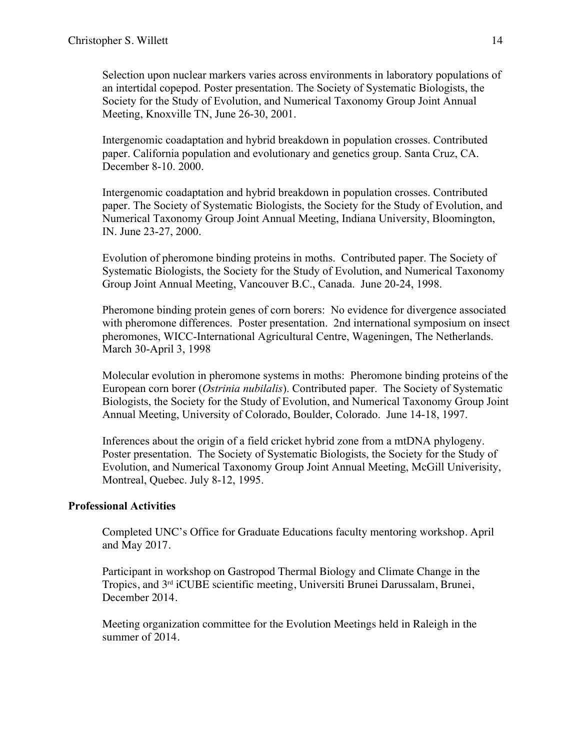Selection upon nuclear markers varies across environments in laboratory populations of an intertidal copepod. Poster presentation. The Society of Systematic Biologists, the Society for the Study of Evolution, and Numerical Taxonomy Group Joint Annual Meeting, Knoxville TN, June 26-30, 2001.

Intergenomic coadaptation and hybrid breakdown in population crosses. Contributed paper. California population and evolutionary and genetics group. Santa Cruz, CA. December 8-10. 2000.

Intergenomic coadaptation and hybrid breakdown in population crosses. Contributed paper. The Society of Systematic Biologists, the Society for the Study of Evolution, and Numerical Taxonomy Group Joint Annual Meeting, Indiana University, Bloomington, IN. June 23-27, 2000.

Evolution of pheromone binding proteins in moths. Contributed paper. The Society of Systematic Biologists, the Society for the Study of Evolution, and Numerical Taxonomy Group Joint Annual Meeting, Vancouver B.C., Canada. June 20-24, 1998.

Pheromone binding protein genes of corn borers: No evidence for divergence associated with pheromone differences. Poster presentation. 2nd international symposium on insect pheromones, WICC-International Agricultural Centre, Wageningen, The Netherlands. March 30-April 3, 1998

Molecular evolution in pheromone systems in moths: Pheromone binding proteins of the European corn borer (*Ostrinia nubilalis*). Contributed paper. The Society of Systematic Biologists, the Society for the Study of Evolution, and Numerical Taxonomy Group Joint Annual Meeting, University of Colorado, Boulder, Colorado. June 14-18, 1997.

Inferences about the origin of a field cricket hybrid zone from a mtDNA phylogeny. Poster presentation. The Society of Systematic Biologists, the Society for the Study of Evolution, and Numerical Taxonomy Group Joint Annual Meeting, McGill Univerisity, Montreal, Quebec. July 8-12, 1995.

**Professional Activities**

Completed UNC's Office for Graduate Educations faculty mentoring workshop. April and May 2017.

Participant in workshop on Gastropod Thermal Biology and Climate Change in the Tropics, and 3rd iCUBE scientific meeting, Universiti Brunei Darussalam, Brunei, December 2014.

Meeting organization committee for the Evolution Meetings held in Raleigh in the summer of 2014.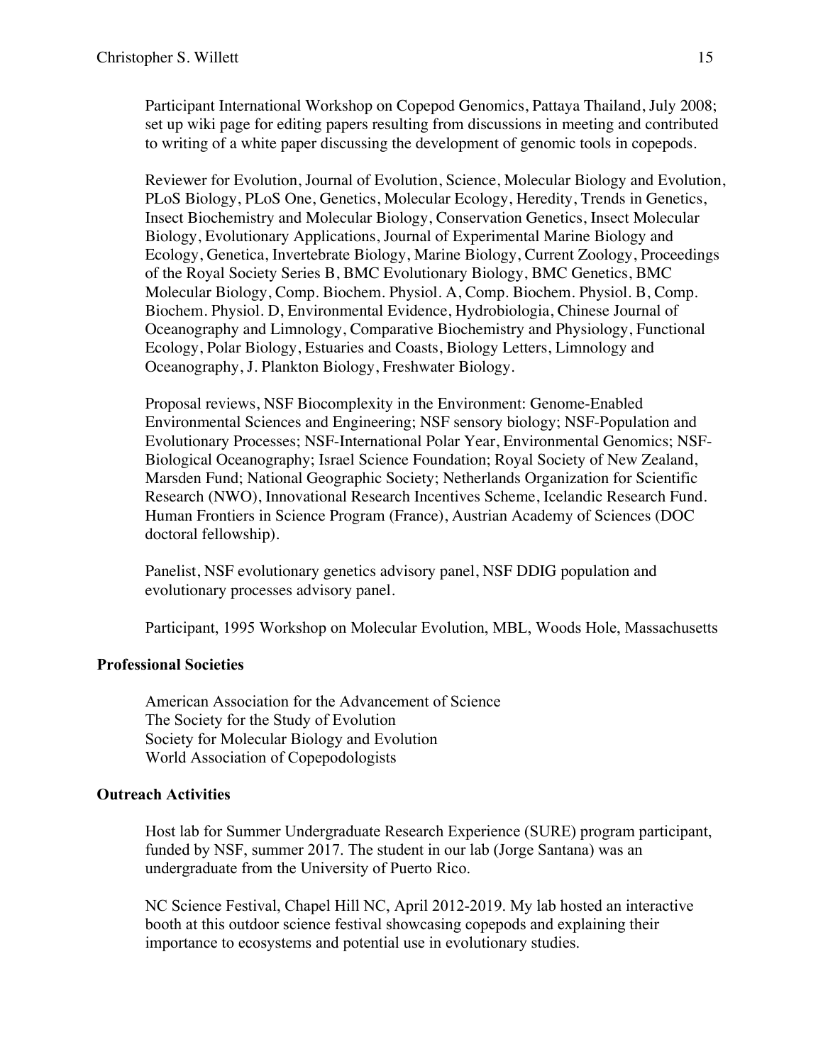Participant International Workshop on Copepod Genomics, Pattaya Thailand, July 2008; set up wiki page for editing papers resulting from discussions in meeting and contributed to writing of a white paper discussing the development of genomic tools in copepods.

Reviewer for Evolution, Journal of Evolution, Science, Molecular Biology and Evolution, PLoS Biology, PLoS One, Genetics, Molecular Ecology, Heredity, Trends in Genetics, Insect Biochemistry and Molecular Biology, Conservation Genetics, Insect Molecular Biology, Evolutionary Applications, Journal of Experimental Marine Biology and Ecology, Genetica, Invertebrate Biology, Marine Biology, Current Zoology, Proceedings of the Royal Society Series B, BMC Evolutionary Biology, BMC Genetics, BMC Molecular Biology, Comp. Biochem. Physiol. A, Comp. Biochem. Physiol. B, Comp. Biochem. Physiol. D, Environmental Evidence, Hydrobiologia, Chinese Journal of Oceanography and Limnology, Comparative Biochemistry and Physiology, Functional Ecology, Polar Biology, Estuaries and Coasts, Biology Letters, Limnology and Oceanography, J. Plankton Biology, Freshwater Biology.

Proposal reviews, NSF Biocomplexity in the Environment: Genome-Enabled Environmental Sciences and Engineering; NSF sensory biology; NSF-Population and Evolutionary Processes; NSF-International Polar Year, Environmental Genomics; NSF-Biological Oceanography; Israel Science Foundation; Royal Society of New Zealand, Marsden Fund; National Geographic Society; Netherlands Organization for Scientific Research (NWO), Innovational Research Incentives Scheme, Icelandic Research Fund. Human Frontiers in Science Program (France), Austrian Academy of Sciences (DOC doctoral fellowship).

Panelist, NSF evolutionary genetics advisory panel, NSF DDIG population and evolutionary processes advisory panel.

Participant, 1995 Workshop on Molecular Evolution, MBL, Woods Hole, Massachusetts

## Professional Societies

American Association for the Advancement of Science
The Society for the Study of Evolution
Society for Molecular Biology and Evolution
World Association of Copepodologists

## Outreach Activities

Host lab for Summer Undergraduate Research Experience (SURE) program participant, funded by NSF, summer 2017. The student in our lab (Jorge Santana) was an undergraduate from the University of Puerto Rico.

NC Science Festival, Chapel Hill NC, April 2012-2019. My lab hosted an interactive booth at this outdoor science festival showcasing copepods and explaining their importance to ecosystems and potential use in evolutionary studies.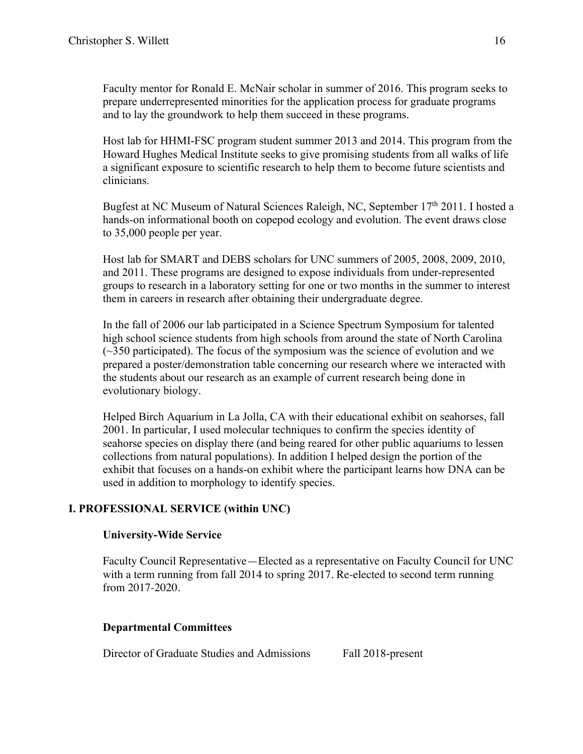Faculty mentor for Ronald E. McNair scholar in summer of 2016. This program seeks to prepare underrepresented minorities for the application process for graduate programs and to lay the groundwork to help them succeed in these programs.

Host lab for HHMI-FSC program student summer 2013 and 2014. This program from the Howard Hughes Medical Institute seeks to give promising students from all walks of life a significant exposure to scientific research to help them to become future scientists and clinicians.

Bugfest at NC Museum of Natural Sciences Raleigh, NC, September 17th 2011. I hosted a hands-on informational booth on copepod ecology and evolution. The event draws close to 35,000 people per year.

Host lab for SMART and DEBS scholars for UNC summers of 2005, 2008, 2009, 2010, and 2011. These programs are designed to expose individuals from under-represented groups to research in a laboratory setting for one or two months in the summer to interest them in careers in research after obtaining their undergraduate degree.

In the fall of 2006 our lab participated in a Science Spectrum Symposium for talented high school science students from high schools from around the state of North Carolina (~350 participated). The focus of the symposium was the science of evolution and we prepared a poster/demonstration table concerning our research where we interacted with the students about our research as an example of current research being done in evolutionary biology.

Helped Birch Aquarium in La Jolla, CA with their educational exhibit on seahorses, fall 2001. In particular, I used molecular techniques to confirm the species identity of seahorse species on display there (and being reared for other public aquariums to lessen collections from natural populations). In addition I helped design the portion of the exhibit that focuses on a hands-on exhibit where the participant learns how DNA can be used in addition to morphology to identify species.

## I. PROFESSIONAL SERVICE (within UNC)

### University-Wide Service

Faculty Council Representative—Elected as a representative on Faculty Council for UNC with a term running from fall 2014 to spring 2017. Re-elected to second term running from 2017-2020.

### Departmental Committees

Director of Graduate Studies and Admissions    Fall 2018-present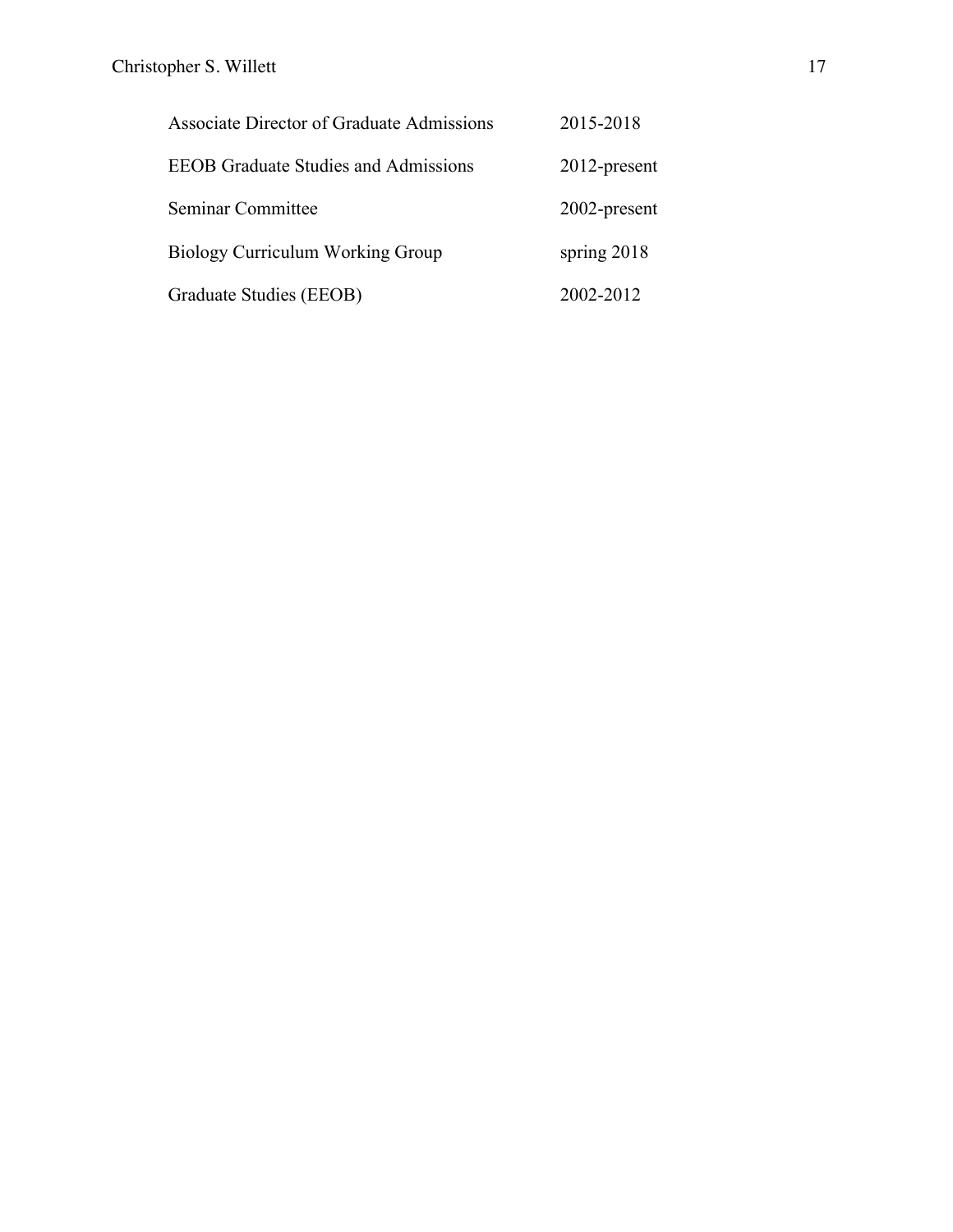| | |
|---|---|
| Associate Director of Graduate Admissions | 2015-2018 |
| EEOB Graduate Studies and Admissions | 2012-present |
| Seminar Committee | 2002-present |
| Biology Curriculum Working Group | spring 2018 |
| Graduate Studies (EEOB) | 2002-2012 |